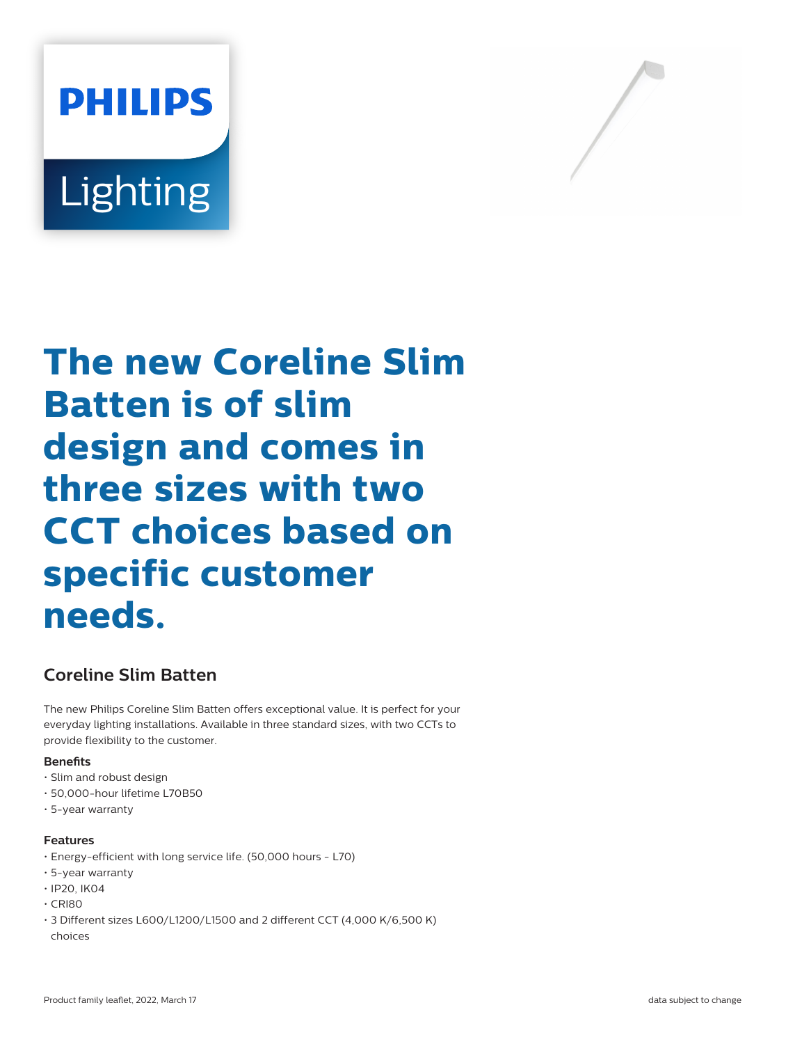PHILIPS

Lighting

# The new Coreline Slim Batten is of slim design and comes in three sizes with two CCT choices based on specific customer needs.

## Coreline Slim Batten

The new Philips Coreline Slim Batten offers exceptional value. It is perfect for your everyday lighting installations. Available in three standard sizes, with two CCTs to provide flexibility to the customer.

### Benefits

- Slim and robust design
- 50,000-hour lifetime L70B50
- 5-year warranty

### Features

- Energy-efficient with long service life. (50,000 hours - L70)
- 5-year warranty
- IP20, IK04
- CRI80
- 3 Different sizes L600/L1200/L1500 and 2 different CCT (4,000 K/6,500 K) choices

Product family leaflet, 2022, March 17

data subject to change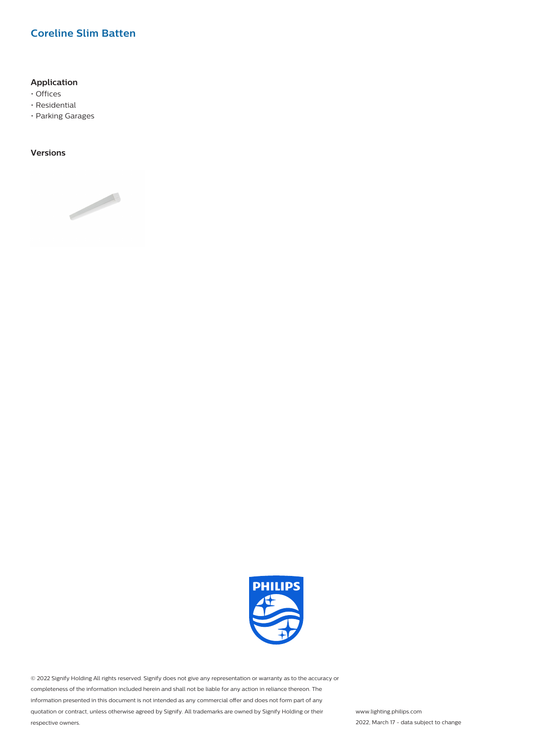## Coreline Slim Batten

### Application

- Offices
- Residential
- Parking Garages

### Versions

© 2022 Signify Holding All rights reserved. Signify does not give any representation or warranty as to the accuracy or completeness of the information included herein and shall not be liable for any action in reliance thereon. The information presented in this document is not intended as any commercial offer and does not form part of any quotation or contract, unless otherwise agreed by Signify. All trademarks are owned by Signify Holding or their respective owners.

www.lighting.philips.com
2022, March 17 - data subject to change